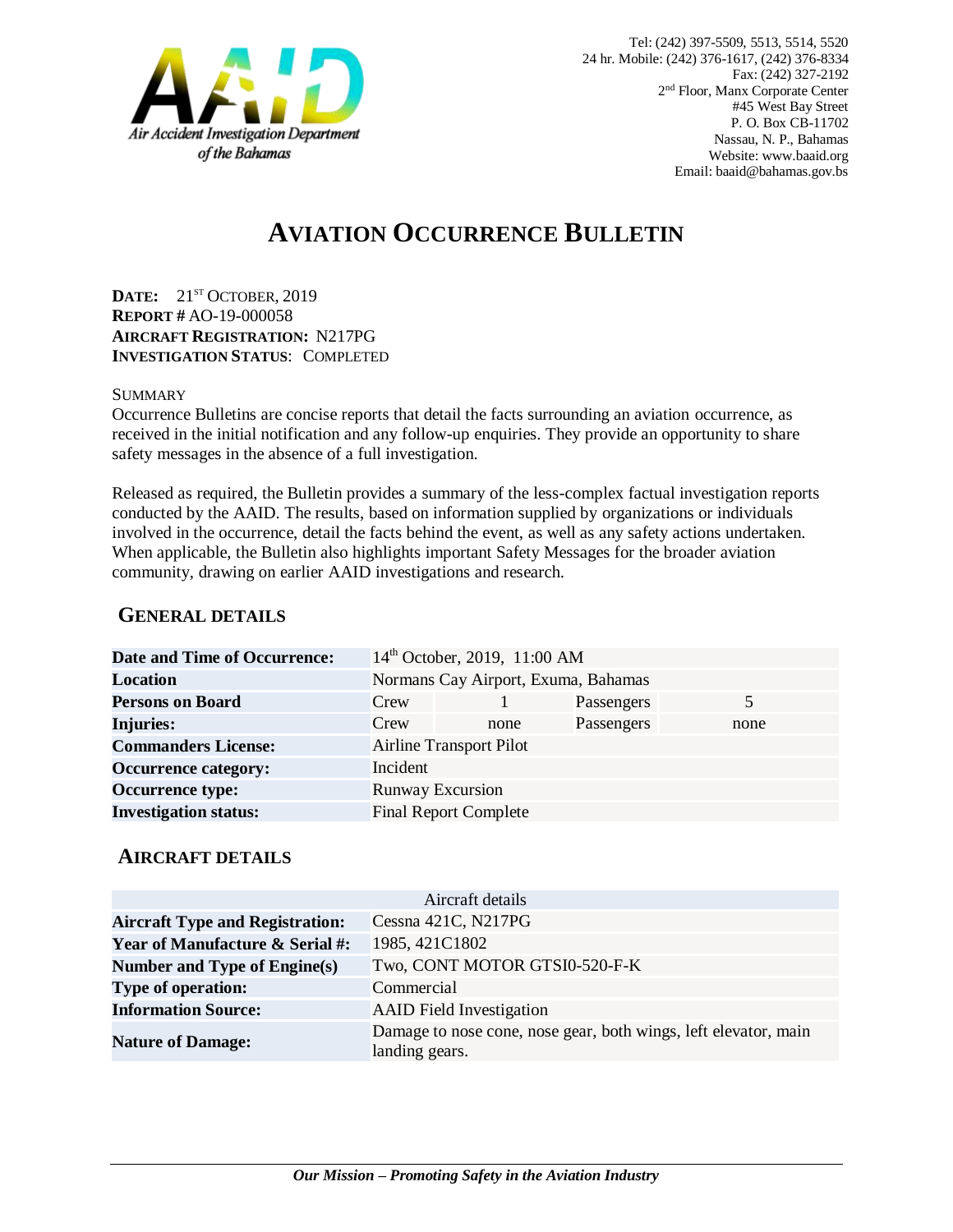Air Accident Investigation Department of the Bahamas

Tel: (242) 397-5509, 5513, 5514, 5520
24 hr. Mobile: (242) 376-1617, (242) 376-8334
Fax: (242) 327-2192
2nd Floor, Manx Corporate Center
#45 West Bay Street
P. O. Box CB-11702
Nassau, N. P., Bahamas
Website: www.baaid.org
Email: baaid@bahamas.gov.bs

# AVIATION OCCURRENCE BULLETIN

**DATE:** 21ST OCTOBER, 2019
**REPORT #** AO-19-000058
**AIRCRAFT REGISTRATION:** N217PG
**INVESTIGATION STATUS**: COMPLETED

SUMMARY

Occurrence Bulletins are concise reports that detail the facts surrounding an aviation occurrence, as received in the initial notification and any follow-up enquiries. They provide an opportunity to share safety messages in the absence of a full investigation.

Released as required, the Bulletin provides a summary of the less-complex factual investigation reports conducted by the AAID. The results, based on information supplied by organizations or individuals involved in the occurrence, detail the facts behind the event, as well as any safety actions undertaken. When applicable, the Bulletin also highlights important Safety Messages for the broader aviation community, drawing on earlier AAID investigations and research.

## GENERAL DETAILS

| | | | | |
|---|---|---|---|---|
| **Date and Time of Occurrence:** | 14th October, 2019, 11:00 AM | | | |
| **Location** | Normans Cay Airport, Exuma, Bahamas | | | |
| **Persons on Board** | Crew | 1 | Passengers | 5 |
| **Injuries:** | Crew | none | Passengers | none |
| **Commanders License:** | Airline Transport Pilot | | | |
| **Occurrence category:** | Incident | | | |
| **Occurrence type:** | Runway Excursion | | | |
| **Investigation status:** | Final Report Complete | | | |

## AIRCRAFT DETAILS

| Aircraft details | |
|---|---|
| **Aircraft Type and Registration:** | Cessna 421C, N217PG |
| **Year of Manufacture & Serial #:** | 1985, 421C1802 |
| **Number and Type of Engine(s)** | Two, CONT MOTOR GTSI0-520-F-K |
| **Type of operation:** | Commercial |
| **Information Source:** | AAID Field Investigation |
| **Nature of Damage:** | Damage to nose cone, nose gear, both wings, left elevator, main landing gears. |

***Our Mission – Promoting Safety in the Aviation Industry***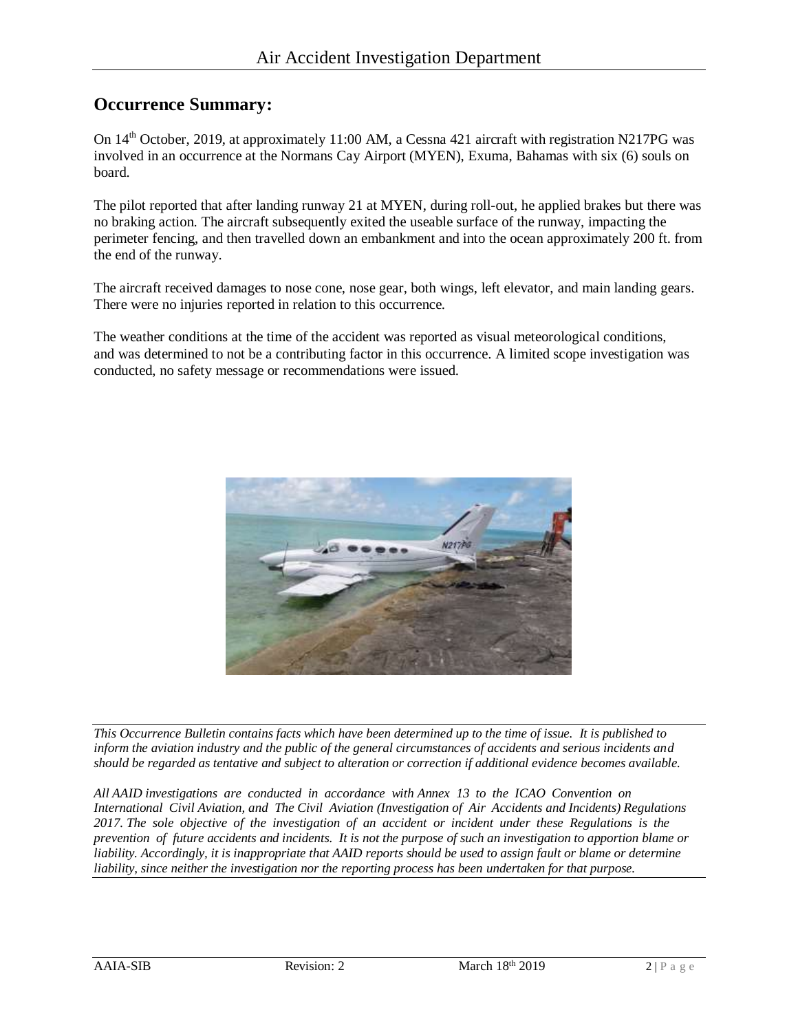## Occurrence Summary:

On 14th October, 2019, at approximately 11:00 AM, a Cessna 421 aircraft with registration N217PG was involved in an occurrence at the Normans Cay Airport (MYEN), Exuma, Bahamas with six (6) souls on board.

The pilot reported that after landing runway 21 at MYEN, during roll-out, he applied brakes but there was no braking action. The aircraft subsequently exited the useable surface of the runway, impacting the perimeter fencing, and then travelled down an embankment and into the ocean approximately 200 ft. from the end of the runway.

The aircraft received damages to nose cone, nose gear, both wings, left elevator, and main landing gears. There were no injuries reported in relation to this occurrence.

The weather conditions at the time of the accident was reported as visual meteorological conditions, and was determined to not be a contributing factor in this occurrence. A limited scope investigation was conducted, no safety message or recommendations were issued.

---

*This Occurrence Bulletin contains facts which have been determined up to the time of issue. It is published to inform the aviation industry and the public of the general circumstances of accidents and serious incidents and should be regarded as tentative and subject to alteration or correction if additional evidence becomes available.*

*All AAID investigations are conducted in accordance with Annex 13 to the ICAO Convention on International Civil Aviation, and The Civil Aviation (Investigation of Air Accidents and Incidents) Regulations 2017. The sole objective of the investigation of an accident or incident under these Regulations is the prevention of future accidents and incidents. It is not the purpose of such an investigation to apportion blame or liability. Accordingly, it is inappropriate that AAID reports should be used to assign fault or blame or determine liability, since neither the investigation nor the reporting process has been undertaken for that purpose.*